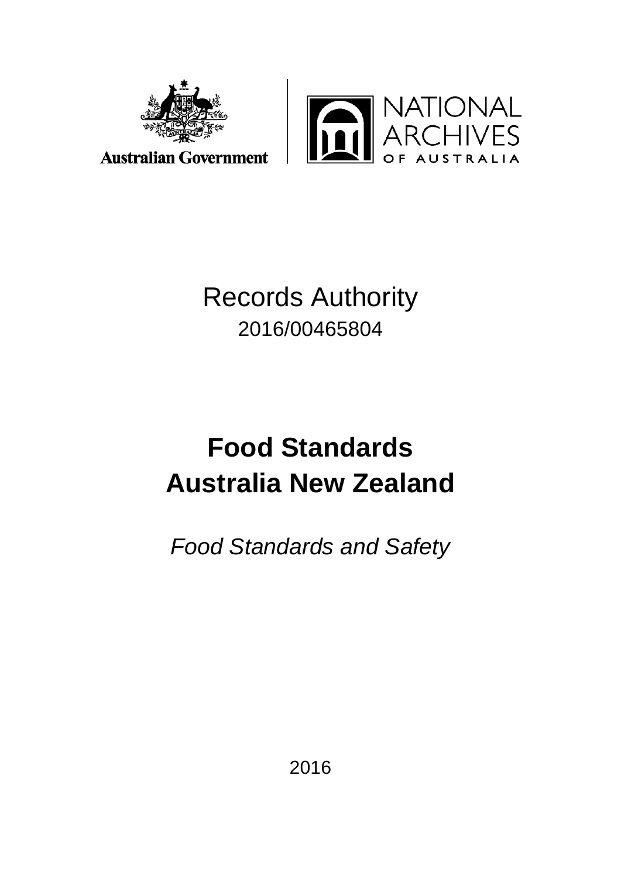Australian Government

NATIONAL ARCHIVES OF AUSTRALIA

Records Authority

2016/00465804

# Food Standards Australia New Zealand

*Food Standards and Safety*

2016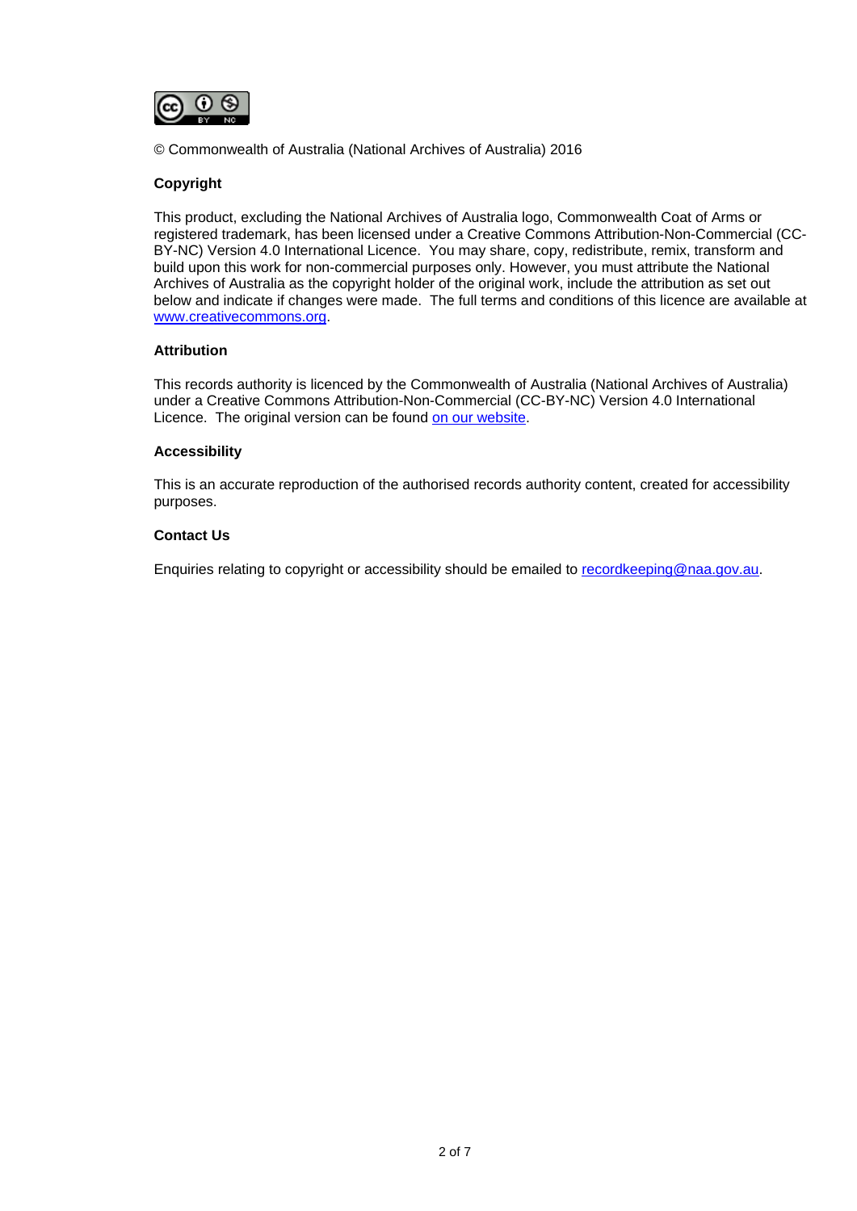© Commonwealth of Australia (National Archives of Australia) 2016

**Copyright**

This product, excluding the National Archives of Australia logo, Commonwealth Coat of Arms or registered trademark, has been licensed under a Creative Commons Attribution-Non-Commercial (CC-BY-NC) Version 4.0 International Licence. You may share, copy, redistribute, remix, transform and build upon this work for non-commercial purposes only. However, you must attribute the National Archives of Australia as the copyright holder of the original work, include the attribution as set out below and indicate if changes were made. The full terms and conditions of this licence are available at [www.creativecommons.org](http://www.creativecommons.org).

**Attribution**

This records authority is licenced by the Commonwealth of Australia (National Archives of Australia) under a Creative Commons Attribution-Non-Commercial (CC-BY-NC) Version 4.0 International Licence. The original version can be found on our website.

**Accessibility**

This is an accurate reproduction of the authorised records authority content, created for accessibility purposes.

**Contact Us**

Enquiries relating to copyright or accessibility should be emailed to [recordkeeping@naa.gov.au](mailto:recordkeeping@naa.gov.au).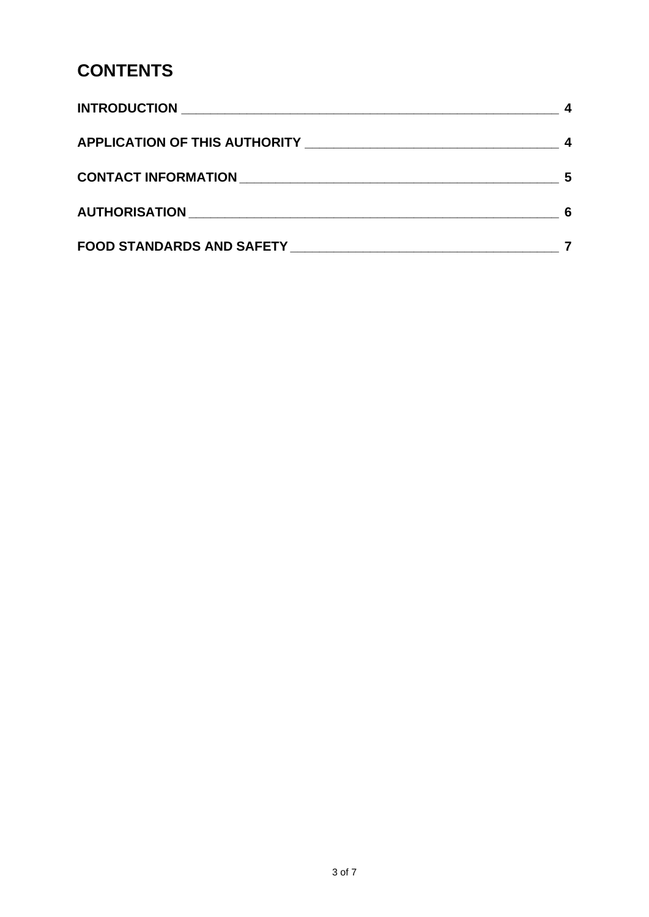# CONTENTS

| | |
|---|---|
| **INTRODUCTION** | **4** |
| **APPLICATION OF THIS AUTHORITY** | **4** |
| **CONTACT INFORMATION** | **5** |
| **AUTHORISATION** | **6** |
| **FOOD STANDARDS AND SAFETY** | **7** |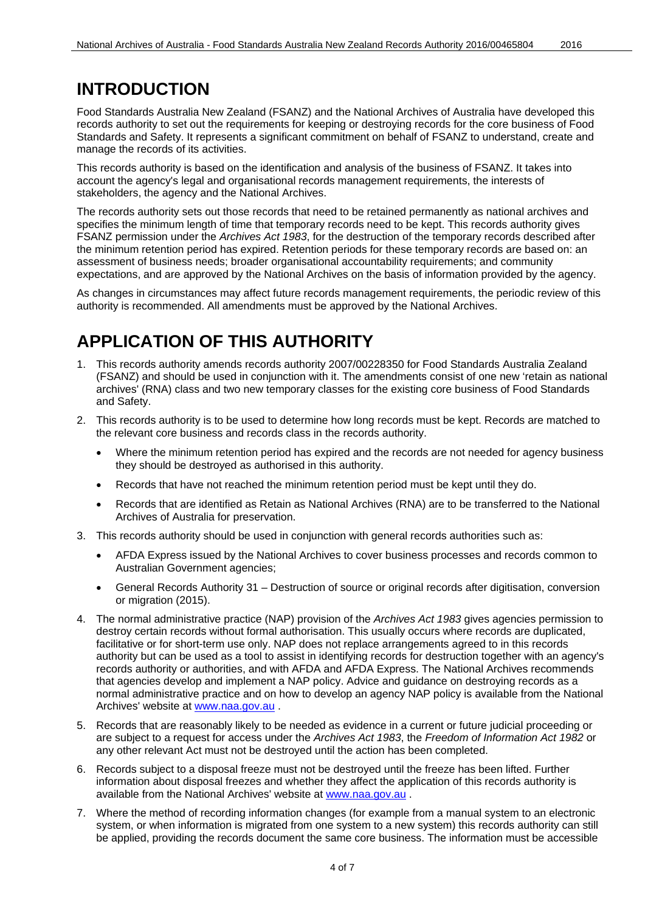# INTRODUCTION

Food Standards Australia New Zealand (FSANZ) and the National Archives of Australia have developed this records authority to set out the requirements for keeping or destroying records for the core business of Food Standards and Safety. It represents a significant commitment on behalf of FSANZ to understand, create and manage the records of its activities.

This records authority is based on the identification and analysis of the business of FSANZ. It takes into account the agency's legal and organisational records management requirements, the interests of stakeholders, the agency and the National Archives.

The records authority sets out those records that need to be retained permanently as national archives and specifies the minimum length of time that temporary records need to be kept. This records authority gives FSANZ permission under the *Archives Act 1983*, for the destruction of the temporary records described after the minimum retention period has expired. Retention periods for these temporary records are based on: an assessment of business needs; broader organisational accountability requirements; and community expectations, and are approved by the National Archives on the basis of information provided by the agency.

As changes in circumstances may affect future records management requirements, the periodic review of this authority is recommended. All amendments must be approved by the National Archives.

# APPLICATION OF THIS AUTHORITY

1. This records authority amends records authority 2007/00228350 for Food Standards Australia Zealand (FSANZ) and should be used in conjunction with it. The amendments consist of one new 'retain as national archives' (RNA) class and two new temporary classes for the existing core business of Food Standards and Safety.
2. This records authority is to be used to determine how long records must be kept. Records are matched to the relevant core business and records class in the records authority.
   - Where the minimum retention period has expired and the records are not needed for agency business they should be destroyed as authorised in this authority.
   - Records that have not reached the minimum retention period must be kept until they do.
   - Records that are identified as Retain as National Archives (RNA) are to be transferred to the National Archives of Australia for preservation.
3. This records authority should be used in conjunction with general records authorities such as:
   - AFDA Express issued by the National Archives to cover business processes and records common to Australian Government agencies;
   - General Records Authority 31 – Destruction of source or original records after digitisation, conversion or migration (2015).
4. The normal administrative practice (NAP) provision of the *Archives Act 1983* gives agencies permission to destroy certain records without formal authorisation. This usually occurs where records are duplicated, facilitative or for short-term use only. NAP does not replace arrangements agreed to in this records authority but can be used as a tool to assist in identifying records for destruction together with an agency's records authority or authorities, and with AFDA and AFDA Express. The National Archives recommends that agencies develop and implement a NAP policy. Advice and guidance on destroying records as a normal administrative practice and on how to develop an agency NAP policy is available from the National Archives' website at www.naa.gov.au .
5. Records that are reasonably likely to be needed as evidence in a current or future judicial proceeding or are subject to a request for access under the *Archives Act 1983*, the *Freedom of Information Act 1982* or any other relevant Act must not be destroyed until the action has been completed.
6. Records subject to a disposal freeze must not be destroyed until the freeze has been lifted. Further information about disposal freezes and whether they affect the application of this records authority is available from the National Archives' website at www.naa.gov.au .
7. Where the method of recording information changes (for example from a manual system to an electronic system, or when information is migrated from one system to a new system) this records authority can still be applied, providing the records document the same core business. The information must be accessible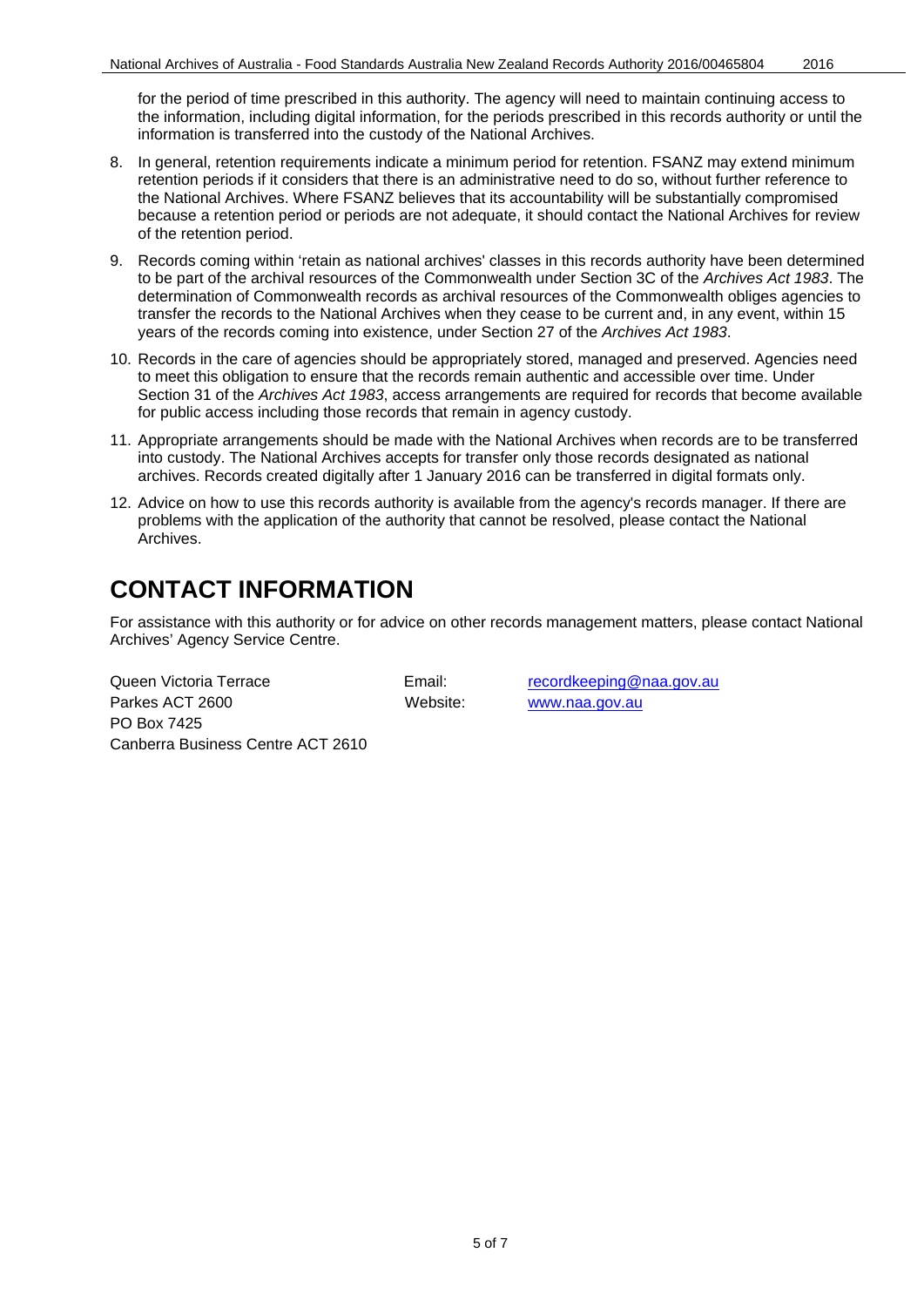for the period of time prescribed in this authority. The agency will need to maintain continuing access to the information, including digital information, for the periods prescribed in this records authority or until the information is transferred into the custody of the National Archives.

8. In general, retention requirements indicate a minimum period for retention. FSANZ may extend minimum retention periods if it considers that there is an administrative need to do so, without further reference to the National Archives. Where FSANZ believes that its accountability will be substantially compromised because a retention period or periods are not adequate, it should contact the National Archives for review of the retention period.
9. Records coming within 'retain as national archives' classes in this records authority have been determined to be part of the archival resources of the Commonwealth under Section 3C of the *Archives Act 1983*. The determination of Commonwealth records as archival resources of the Commonwealth obliges agencies to transfer the records to the National Archives when they cease to be current and, in any event, within 15 years of the records coming into existence, under Section 27 of the *Archives Act 1983*.
10. Records in the care of agencies should be appropriately stored, managed and preserved. Agencies need to meet this obligation to ensure that the records remain authentic and accessible over time. Under Section 31 of the *Archives Act 1983*, access arrangements are required for records that become available for public access including those records that remain in agency custody.
11. Appropriate arrangements should be made with the National Archives when records are to be transferred into custody. The National Archives accepts for transfer only those records designated as national archives. Records created digitally after 1 January 2016 can be transferred in digital formats only.
12. Advice on how to use this records authority is available from the agency's records manager. If there are problems with the application of the authority that cannot be resolved, please contact the National Archives.

# CONTACT INFORMATION

For assistance with this authority or for advice on other records management matters, please contact National Archives' Agency Service Centre.

Queen Victoria Terrace
Parkes ACT 2600
PO Box 7425
Canberra Business Centre ACT 2610

Email: recordkeeping@naa.gov.au
Website: www.naa.gov.au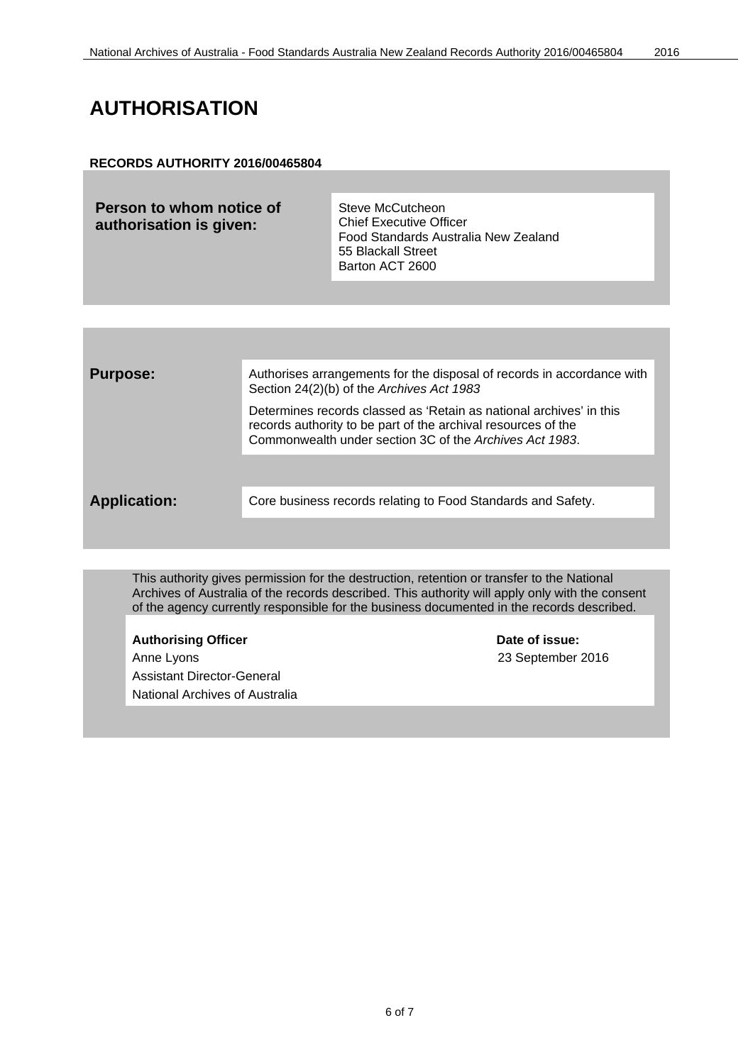# AUTHORISATION

**RECORDS AUTHORITY 2016/00465804**

| | |
|---|---|
| **Person to whom notice of authorisation is given:** | Steve McCutcheon<br>Chief Executive Officer<br>Food Standards Australia New Zealand<br>55 Blackall Street<br>Barton ACT 2600 |

| | |
|---|---|
| **Purpose:** | Authorises arrangements for the disposal of records in accordance with Section 24(2)(b) of the *Archives Act 1983*<br><br>Determines records classed as 'Retain as national archives' in this records authority to be part of the archival resources of the Commonwealth under section 3C of the *Archives Act 1983*. |
| **Application:** | Core business records relating to Food Standards and Safety. |

This authority gives permission for the destruction, retention or transfer to the National Archives of Australia of the records described. This authority will apply only with the consent of the agency currently responsible for the business documented in the records described.

| | |
|---|---|
| **Authorising Officer** | **Date of issue:** |
| Anne Lyons<br>Assistant Director-General<br>National Archives of Australia | 23 September 2016 |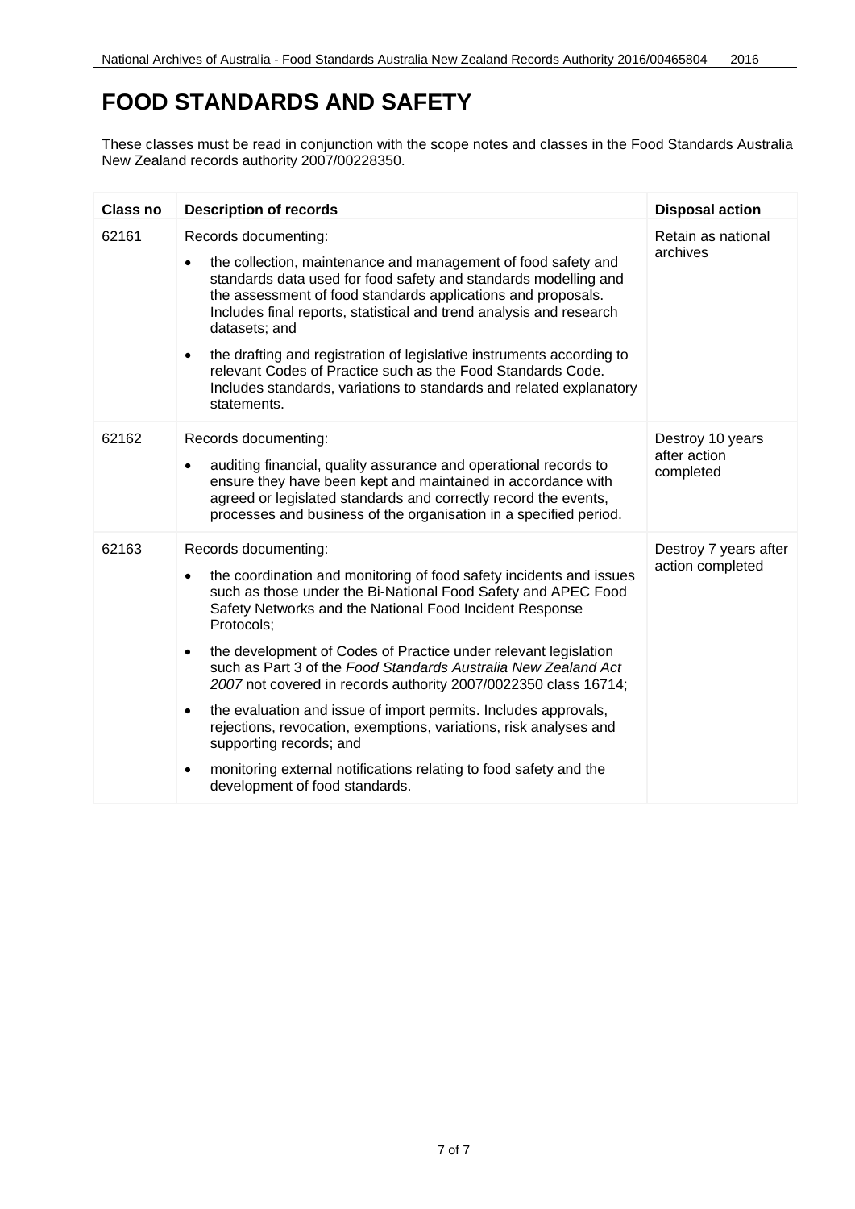# FOOD STANDARDS AND SAFETY

These classes must be read in conjunction with the scope notes and classes in the Food Standards Australia New Zealand records authority 2007/00228350.

| Class no | Description of records | Disposal action |
| --- | --- | --- |
| 62161 | Records documenting:<br>• the collection, maintenance and management of food safety and standards data used for food safety and standards modelling and the assessment of food standards applications and proposals. Includes final reports, statistical and trend analysis and research datasets; and<br>• the drafting and registration of legislative instruments according to relevant Codes of Practice such as the Food Standards Code. Includes standards, variations to standards and related explanatory statements. | Retain as national archives |
| 62162 | Records documenting:<br>• auditing financial, quality assurance and operational records to ensure they have been kept and maintained in accordance with agreed or legislated standards and correctly record the events, processes and business of the organisation in a specified period. | Destroy 10 years after action completed |
| 62163 | Records documenting:<br>• the coordination and monitoring of food safety incidents and issues such as those under the Bi-National Food Safety and APEC Food Safety Networks and the National Food Incident Response Protocols;<br>• the development of Codes of Practice under relevant legislation such as Part 3 of the *Food Standards Australia New Zealand Act 2007* not covered in records authority 2007/0022350 class 16714;<br>• the evaluation and issue of import permits. Includes approvals, rejections, revocation, exemptions, variations, risk analyses and supporting records; and<br>• monitoring external notifications relating to food safety and the development of food standards. | Destroy 7 years after action completed |